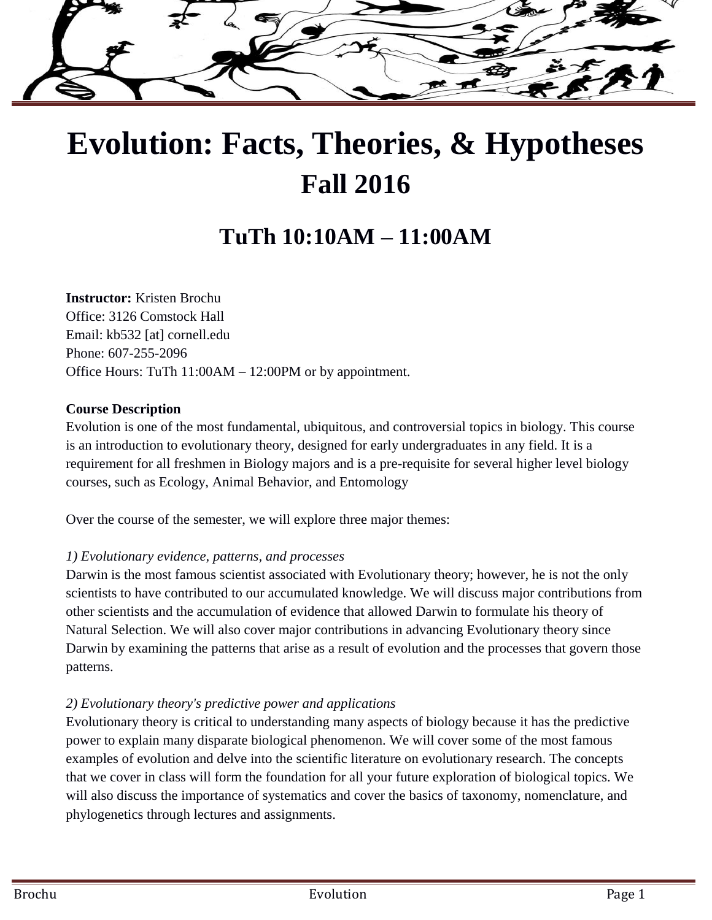# Evolution: Facts, Theories, & Hypotheses

## Fall 2016

## TuTh 10:10AM – 11:00AM

**Instructor:** Kristen Brochu
Office: 3126 Comstock Hall
Email: kb532 [at] cornell.edu
Phone: 607-255-2096
Office Hours: TuTh 11:00AM – 12:00PM or by appointment.

**Course Description**
Evolution is one of the most fundamental, ubiquitous, and controversial topics in biology. This course is an introduction to evolutionary theory, designed for early undergraduates in any field. It is a requirement for all freshmen in Biology majors and is a pre-requisite for several higher level biology courses, such as Ecology, Animal Behavior, and Entomology

Over the course of the semester, we will explore three major themes:

*1) Evolutionary evidence, patterns, and processes*
Darwin is the most famous scientist associated with Evolutionary theory; however, he is not the only scientists to have contributed to our accumulated knowledge. We will discuss major contributions from other scientists and the accumulation of evidence that allowed Darwin to formulate his theory of Natural Selection. We will also cover major contributions in advancing Evolutionary theory since Darwin by examining the patterns that arise as a result of evolution and the processes that govern those patterns.

*2) Evolutionary theory's predictive power and applications*
Evolutionary theory is critical to understanding many aspects of biology because it has the predictive power to explain many disparate biological phenomenon. We will cover some of the most famous examples of evolution and delve into the scientific literature on evolutionary research. The concepts that we cover in class will form the foundation for all your future exploration of biological topics. We will also discuss the importance of systematics and cover the basics of taxonomy, nomenclature, and phylogenetics through lectures and assignments.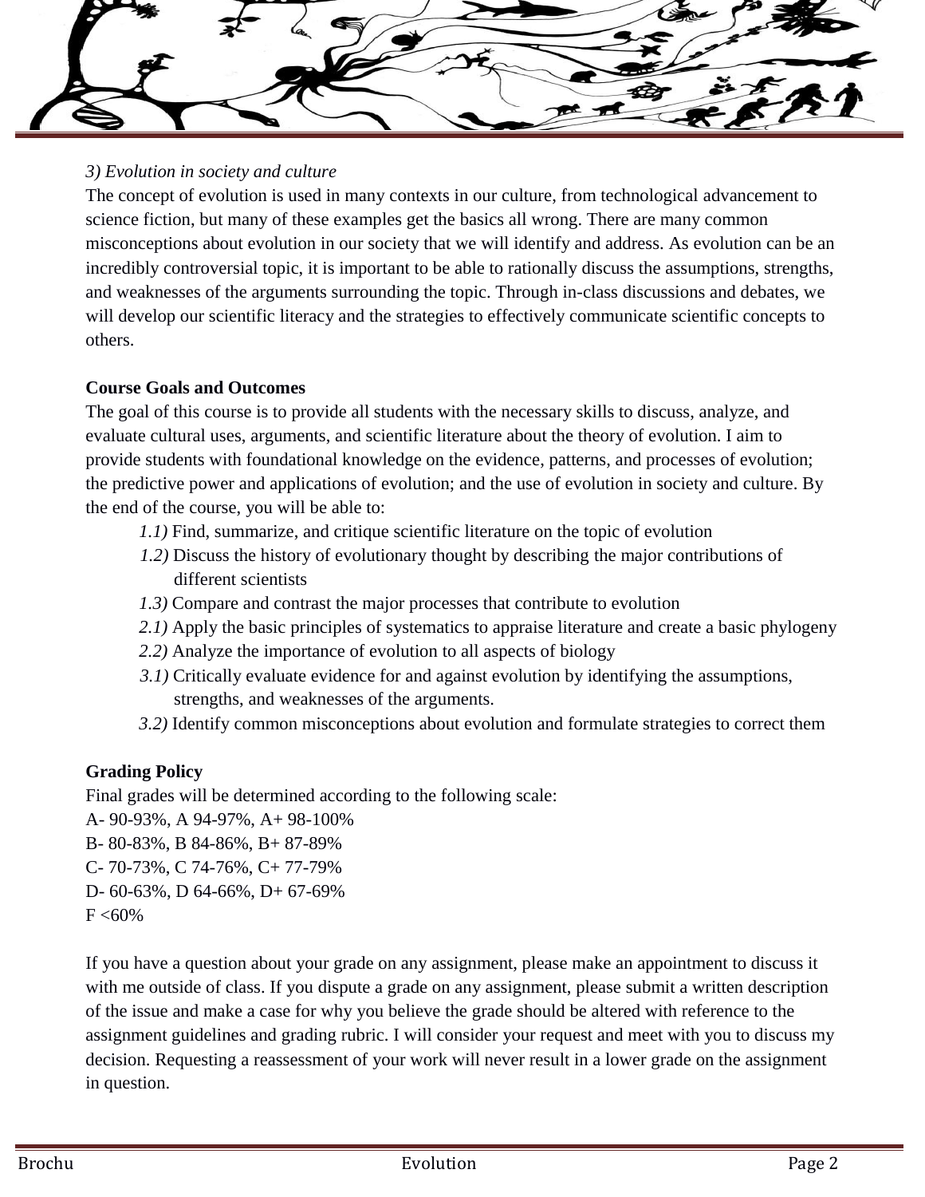*3) Evolution in society and culture*

The concept of evolution is used in many contexts in our culture, from technological advancement to science fiction, but many of these examples get the basics all wrong. There are many common misconceptions about evolution in our society that we will identify and address. As evolution can be an incredibly controversial topic, it is important to be able to rationally discuss the assumptions, strengths, and weaknesses of the arguments surrounding the topic. Through in-class discussions and debates, we will develop our scientific literacy and the strategies to effectively communicate scientific concepts to others.

**Course Goals and Outcomes**

The goal of this course is to provide all students with the necessary skills to discuss, analyze, and evaluate cultural uses, arguments, and scientific literature about the theory of evolution. I aim to provide students with foundational knowledge on the evidence, patterns, and processes of evolution; the predictive power and applications of evolution; and the use of evolution in society and culture. By the end of the course, you will be able to:

- *1.1)* Find, summarize, and critique scientific literature on the topic of evolution
- *1.2)* Discuss the history of evolutionary thought by describing the major contributions of different scientists
- *1.3)* Compare and contrast the major processes that contribute to evolution
- *2.1)* Apply the basic principles of systematics to appraise literature and create a basic phylogeny
- *2.2)* Analyze the importance of evolution to all aspects of biology
- *3.1)* Critically evaluate evidence for and against evolution by identifying the assumptions, strengths, and weaknesses of the arguments.
- *3.2)* Identify common misconceptions about evolution and formulate strategies to correct them

**Grading Policy**

Final grades will be determined according to the following scale:

A- 90-93%, A 94-97%, A+ 98-100%
B- 80-83%, B 84-86%, B+ 87-89%
C- 70-73%, C 74-76%, C+ 77-79%
D- 60-63%, D 64-66%, D+ 67-69%
F <60%

If you have a question about your grade on any assignment, please make an appointment to discuss it with me outside of class. If you dispute a grade on any assignment, please submit a written description of the issue and make a case for why you believe the grade should be altered with reference to the assignment guidelines and grading rubric. I will consider your request and meet with you to discuss my decision. Requesting a reassessment of your work will never result in a lower grade on the assignment in question.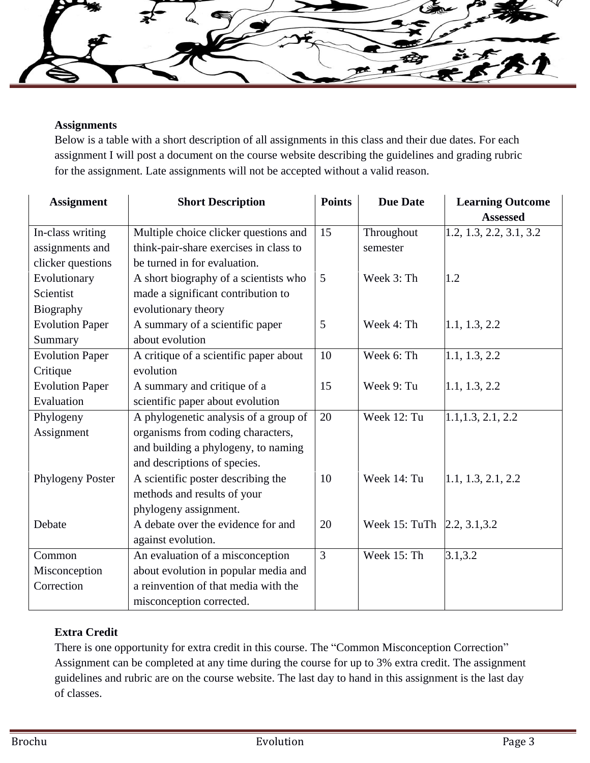**Assignments**

Below is a table with a short description of all assignments in this class and their due dates. For each assignment I will post a document on the course website describing the guidelines and grading rubric for the assignment. Late assignments will not be accepted without a valid reason.

| Assignment | Short Description | Points | Due Date | Learning Outcome Assessed |
|---|---|---|---|---|
| In-class writing assignments and clicker questions | Multiple choice clicker questions and think-pair-share exercises in class to be turned in for evaluation. | 15 | Throughout semester | 1.2, 1.3, 2.2, 3.1, 3.2 |
| Evolutionary Scientist Biography | A short biography of a scientists who made a significant contribution to evolutionary theory | 5 | Week 3: Th | 1.2 |
| Evolution Paper Summary | A summary of a scientific paper about evolution | 5 | Week 4: Th | 1.1, 1.3, 2.2 |
| Evolution Paper Critique | A critique of a scientific paper about evolution | 10 | Week 6: Th | 1.1, 1.3, 2.2 |
| Evolution Paper Evaluation | A summary and critique of a scientific paper about evolution | 15 | Week 9: Tu | 1.1, 1.3, 2.2 |
| Phylogeny Assignment | A phylogenetic analysis of a group of organisms from coding characters, and building a phylogeny, to naming and descriptions of species. | 20 | Week 12: Tu | 1.1,1.3, 2.1, 2.2 |
| Phylogeny Poster | A scientific poster describing the methods and results of your phylogeny assignment. | 10 | Week 14: Tu | 1.1, 1.3, 2.1, 2.2 |
| Debate | A debate over the evidence for and against evolution. | 20 | Week 15: TuTh | 2.2, 3.1,3.2 |
| Common Misconception Correction | An evaluation of a misconception about evolution in popular media and a reinvention of that media with the misconception corrected. | 3 | Week 15: Th | 3.1,3.2 |

**Extra Credit**

There is one opportunity for extra credit in this course. The "Common Misconception Correction" Assignment can be completed at any time during the course for up to 3% extra credit. The assignment guidelines and rubric are on the course website. The last day to hand in this assignment is the last day of classes.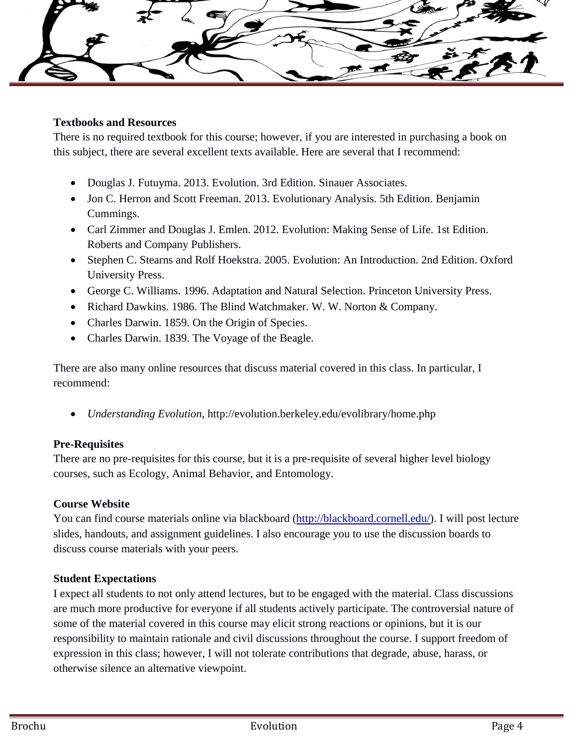**Textbooks and Resources**

There is no required textbook for this course; however, if you are interested in purchasing a book on this subject, there are several excellent texts available. Here are several that I recommend:

- Douglas J. Futuyma. 2013. Evolution. 3rd Edition. Sinauer Associates.
- Jon C. Herron and Scott Freeman. 2013. Evolutionary Analysis. 5th Edition. Benjamin Cummings.
- Carl Zimmer and Douglas J. Emlen. 2012. Evolution: Making Sense of Life. 1st Edition. Roberts and Company Publishers.
- Stephen C. Stearns and Rolf Hoekstra. 2005. Evolution: An Introduction. 2nd Edition. Oxford University Press.
- George C. Williams. 1996. Adaptation and Natural Selection. Princeton University Press.
- Richard Dawkins. 1986. The Blind Watchmaker. W. W. Norton & Company.
- Charles Darwin. 1859. On the Origin of Species.
- Charles Darwin. 1839. The Voyage of the Beagle.

There are also many online resources that discuss material covered in this class. In particular, I recommend:

- *Understanding Evolution*, http://evolution.berkeley.edu/evolibrary/home.php

**Pre-Requisites**

There are no pre-requisites for this course, but it is a pre-requisite of several higher level biology courses, such as Ecology, Animal Behavior, and Entomology.

**Course Website**

You can find course materials online via blackboard (http://blackboard.cornell.edu/). I will post lecture slides, handouts, and assignment guidelines. I also encourage you to use the discussion boards to discuss course materials with your peers.

**Student Expectations**

I expect all students to not only attend lectures, but to be engaged with the material. Class discussions are much more productive for everyone if all students actively participate. The controversial nature of some of the material covered in this course may elicit strong reactions or opinions, but it is our responsibility to maintain rationale and civil discussions throughout the course. I support freedom of expression in this class; however, I will not tolerate contributions that degrade, abuse, harass, or otherwise silence an alternative viewpoint.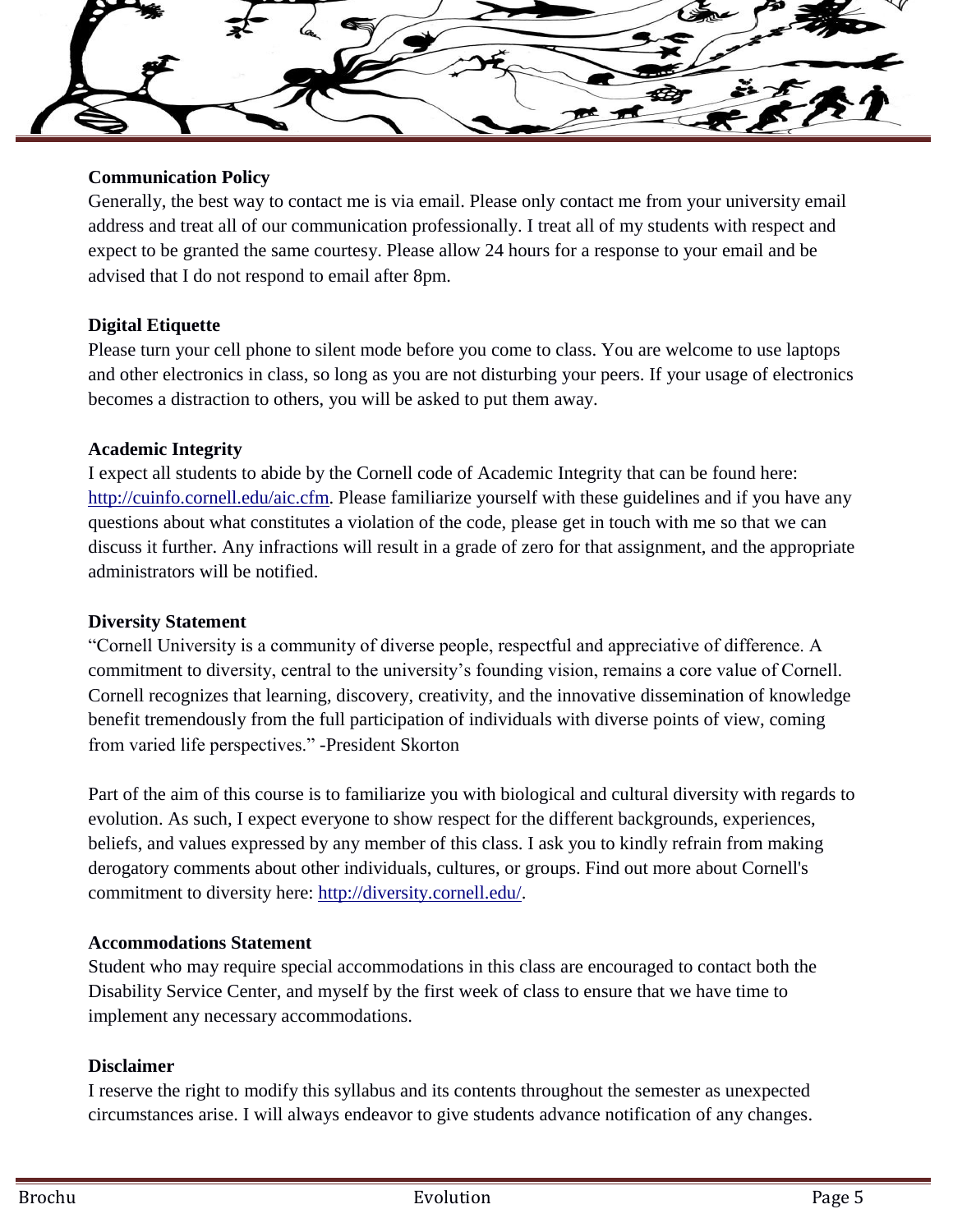**Communication Policy**

Generally, the best way to contact me is via email. Please only contact me from your university email address and treat all of our communication professionally. I treat all of my students with respect and expect to be granted the same courtesy. Please allow 24 hours for a response to your email and be advised that I do not respond to email after 8pm.

**Digital Etiquette**

Please turn your cell phone to silent mode before you come to class. You are welcome to use laptops and other electronics in class, so long as you are not disturbing your peers. If your usage of electronics becomes a distraction to others, you will be asked to put them away.

**Academic Integrity**

I expect all students to abide by the Cornell code of Academic Integrity that can be found here: http://cuinfo.cornell.edu/aic.cfm. Please familiarize yourself with these guidelines and if you have any questions about what constitutes a violation of the code, please get in touch with me so that we can discuss it further. Any infractions will result in a grade of zero for that assignment, and the appropriate administrators will be notified.

**Diversity Statement**

"Cornell University is a community of diverse people, respectful and appreciative of difference. A commitment to diversity, central to the university's founding vision, remains a core value of Cornell. Cornell recognizes that learning, discovery, creativity, and the innovative dissemination of knowledge benefit tremendously from the full participation of individuals with diverse points of view, coming from varied life perspectives." -President Skorton

Part of the aim of this course is to familiarize you with biological and cultural diversity with regards to evolution. As such, I expect everyone to show respect for the different backgrounds, experiences, beliefs, and values expressed by any member of this class. I ask you to kindly refrain from making derogatory comments about other individuals, cultures, or groups. Find out more about Cornell's commitment to diversity here: http://diversity.cornell.edu/.

**Accommodations Statement**

Student who may require special accommodations in this class are encouraged to contact both the Disability Service Center, and myself by the first week of class to ensure that we have time to implement any necessary accommodations.

**Disclaimer**

I reserve the right to modify this syllabus and its contents throughout the semester as unexpected circumstances arise. I will always endeavor to give students advance notification of any changes.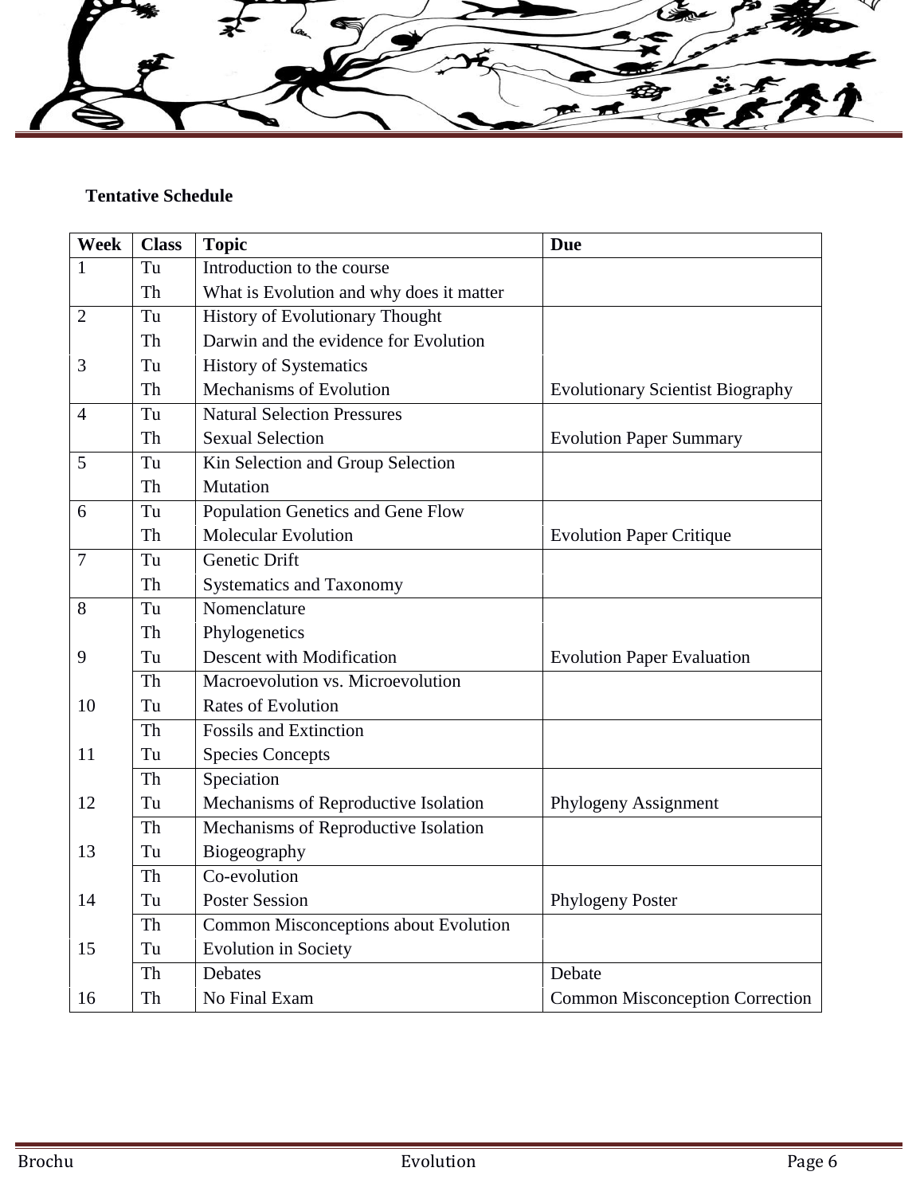**Tentative Schedule**

| Week | Class | Topic | Due |
|---|---|---|---|
| 1 | Tu | Introduction to the course | |
| | Th | What is Evolution and why does it matter | |
| 2 | Tu | History of Evolutionary Thought | |
| | Th | Darwin and the evidence for Evolution | |
| 3 | Tu | History of Systematics | |
| | Th | Mechanisms of Evolution | Evolutionary Scientist Biography |
| 4 | Tu | Natural Selection Pressures | |
| | Th | Sexual Selection | Evolution Paper Summary |
| 5 | Tu | Kin Selection and Group Selection | |
| | Th | Mutation | |
| 6 | Tu | Population Genetics and Gene Flow | |
| | Th | Molecular Evolution | Evolution Paper Critique |
| 7 | Tu | Genetic Drift | |
| | Th | Systematics and Taxonomy | |
| 8 | Tu | Nomenclature | |
| | Th | Phylogenetics | |
| 9 | Tu | Descent with Modification | Evolution Paper Evaluation |
| | Th | Macroevolution vs. Microevolution | |
| 10 | Tu | Rates of Evolution | |
| | Th | Fossils and Extinction | |
| 11 | Tu | Species Concepts | |
| | Th | Speciation | |
| 12 | Tu | Mechanisms of Reproductive Isolation | Phylogeny Assignment |
| | Th | Mechanisms of Reproductive Isolation | |
| 13 | Tu | Biogeography | |
| | Th | Co-evolution | |
| 14 | Tu | Poster Session | Phylogeny Poster |
| | Th | Common Misconceptions about Evolution | |
| 15 | Tu | Evolution in Society | |
| | Th | Debates | Debate |
| 16 | Th | No Final Exam | Common Misconception Correction |